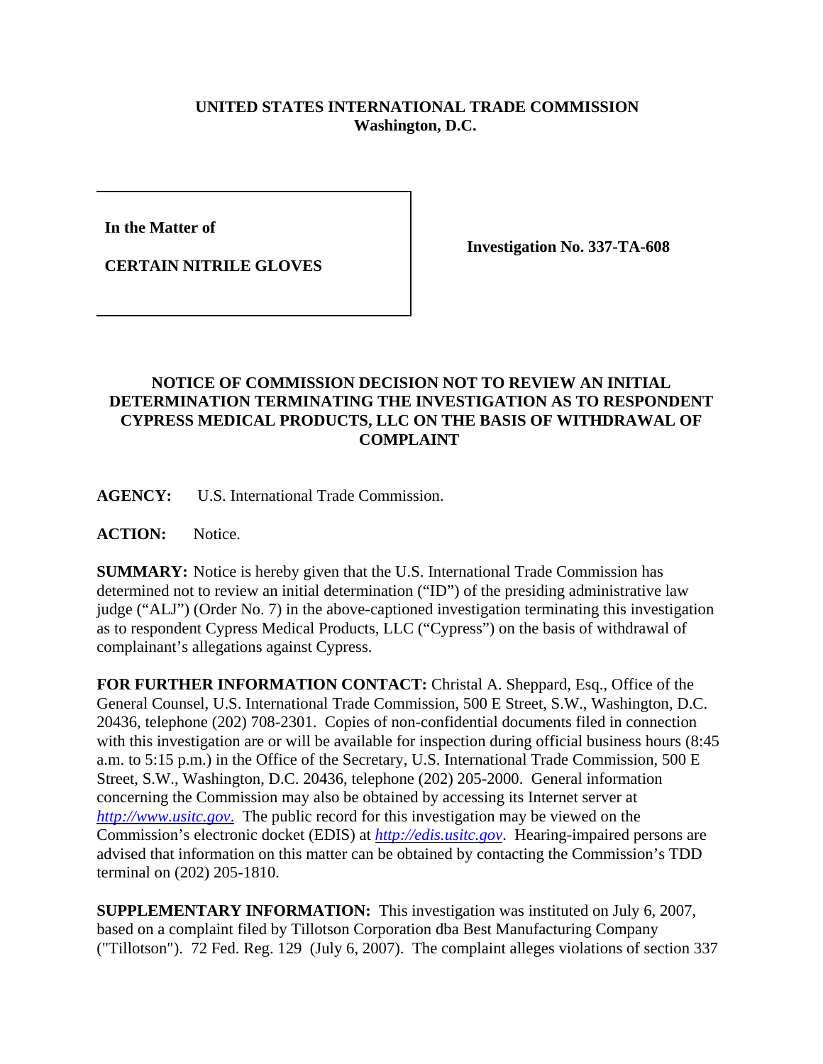**UNITED STATES INTERNATIONAL TRADE COMMISSION**
**Washington, D.C.**

| In the Matter of<br><br>CERTAIN NITRILE GLOVES | Investigation No. 337-TA-608 |
|---|---|

**NOTICE OF COMMISSION DECISION NOT TO REVIEW AN INITIAL DETERMINATION TERMINATING THE INVESTIGATION AS TO RESPONDENT CYPRESS MEDICAL PRODUCTS, LLC ON THE BASIS OF WITHDRAWAL OF COMPLAINT**

**AGENCY:** U.S. International Trade Commission.

**ACTION:** Notice.

**SUMMARY:** Notice is hereby given that the U.S. International Trade Commission has determined not to review an initial determination ("ID") of the presiding administrative law judge ("ALJ") (Order No. 7) in the above-captioned investigation terminating this investigation as to respondent Cypress Medical Products, LLC ("Cypress") on the basis of withdrawal of complainant's allegations against Cypress.

**FOR FURTHER INFORMATION CONTACT:** Christal A. Sheppard, Esq., Office of the General Counsel, U.S. International Trade Commission, 500 E Street, S.W., Washington, D.C. 20436, telephone (202) 708-2301. Copies of non-confidential documents filed in connection with this investigation are or will be available for inspection during official business hours (8:45 a.m. to 5:15 p.m.) in the Office of the Secretary, U.S. International Trade Commission, 500 E Street, S.W., Washington, D.C. 20436, telephone (202) 205-2000. General information concerning the Commission may also be obtained by accessing its Internet server at *http://www.usitc.gov*. The public record for this investigation may be viewed on the Commission's electronic docket (EDIS) at *http://edis.usitc.gov*. Hearing-impaired persons are advised that information on this matter can be obtained by contacting the Commission's TDD terminal on (202) 205-1810.

**SUPPLEMENTARY INFORMATION:** This investigation was instituted on July 6, 2007, based on a complaint filed by Tillotson Corporation dba Best Manufacturing Company ("Tillotson"). 72 Fed. Reg. 129 (July 6, 2007). The complaint alleges violations of section 337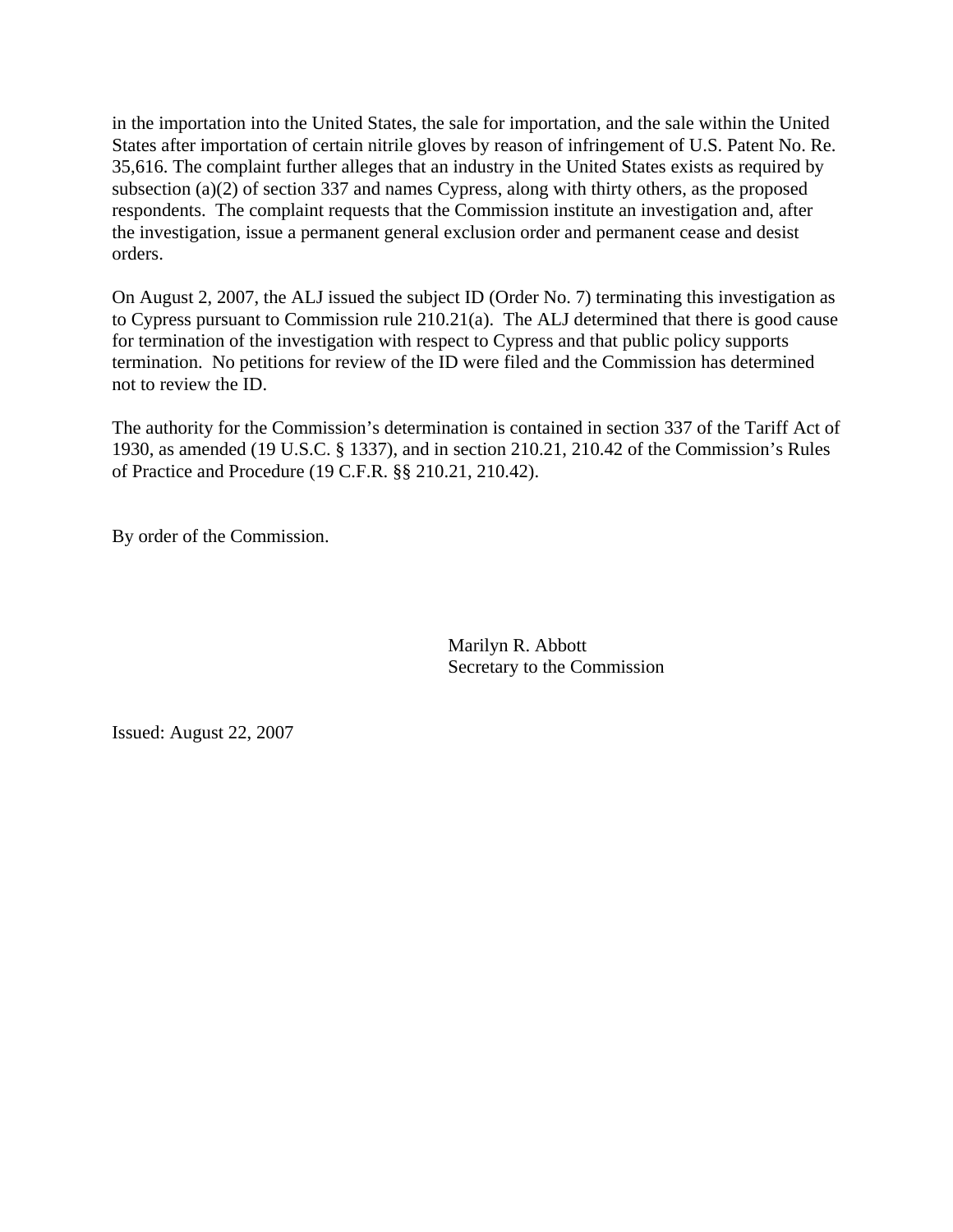in the importation into the United States, the sale for importation, and the sale within the United States after importation of certain nitrile gloves by reason of infringement of U.S. Patent No. Re. 35,616. The complaint further alleges that an industry in the United States exists as required by subsection (a)(2) of section 337 and names Cypress, along with thirty others, as the proposed respondents. The complaint requests that the Commission institute an investigation and, after the investigation, issue a permanent general exclusion order and permanent cease and desist orders.

On August 2, 2007, the ALJ issued the subject ID (Order No. 7) terminating this investigation as to Cypress pursuant to Commission rule 210.21(a). The ALJ determined that there is good cause for termination of the investigation with respect to Cypress and that public policy supports termination. No petitions for review of the ID were filed and the Commission has determined not to review the ID.

The authority for the Commission's determination is contained in section 337 of the Tariff Act of 1930, as amended (19 U.S.C. § 1337), and in section 210.21, 210.42 of the Commission's Rules of Practice and Procedure (19 C.F.R. §§ 210.21, 210.42).

By order of the Commission.

Marilyn R. Abbott
Secretary to the Commission

Issued: August 22, 2007